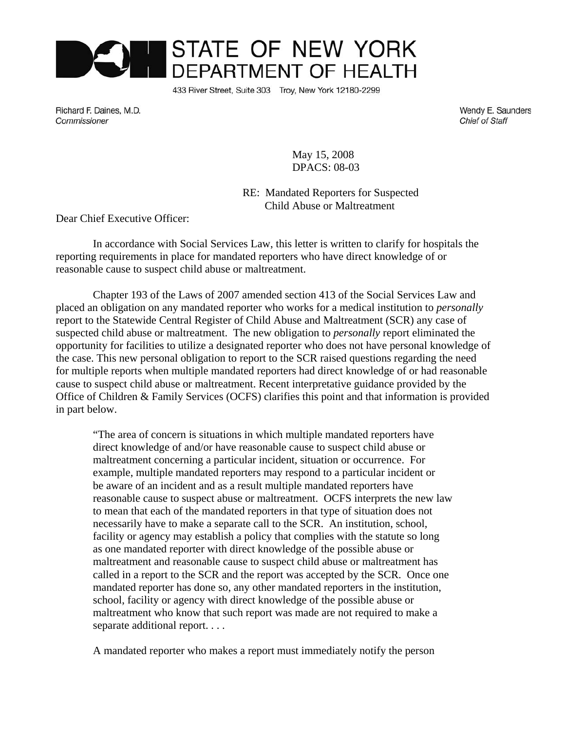# STATE OF NEW YORK DEPARTMENT OF HEALTH

433 River Street, Suite 303 Troy, New York 12180-2299

Richard F. Daines, M.D.
*Commissioner*

Wendy E. Saunders
*Chief of Staff*

May 15, 2008
DPACS: 08-03

RE: Mandated Reporters for Suspected Child Abuse or Maltreatment

Dear Chief Executive Officer:

In accordance with Social Services Law, this letter is written to clarify for hospitals the reporting requirements in place for mandated reporters who have direct knowledge of or reasonable cause to suspect child abuse or maltreatment.

Chapter 193 of the Laws of 2007 amended section 413 of the Social Services Law and placed an obligation on any mandated reporter who works for a medical institution to *personally* report to the Statewide Central Register of Child Abuse and Maltreatment (SCR) any case of suspected child abuse or maltreatment. The new obligation to *personally* report eliminated the opportunity for facilities to utilize a designated reporter who does not have personal knowledge of the case. This new personal obligation to report to the SCR raised questions regarding the need for multiple reports when multiple mandated reporters had direct knowledge of or had reasonable cause to suspect child abuse or maltreatment. Recent interpretative guidance provided by the Office of Children & Family Services (OCFS) clarifies this point and that information is provided in part below.

> "The area of concern is situations in which multiple mandated reporters have direct knowledge of and/or have reasonable cause to suspect child abuse or maltreatment concerning a particular incident, situation or occurrence. For example, multiple mandated reporters may respond to a particular incident or be aware of an incident and as a result multiple mandated reporters have reasonable cause to suspect abuse or maltreatment. OCFS interprets the new law to mean that each of the mandated reporters in that type of situation does not necessarily have to make a separate call to the SCR. An institution, school, facility or agency may establish a policy that complies with the statute so long as one mandated reporter with direct knowledge of the possible abuse or maltreatment and reasonable cause to suspect child abuse or maltreatment has called in a report to the SCR and the report was accepted by the SCR. Once one mandated reporter has done so, any other mandated reporters in the institution, school, facility or agency with direct knowledge of the possible abuse or maltreatment who know that such report was made are not required to make a separate additional report. . . .
>
> A mandated reporter who makes a report must immediately notify the person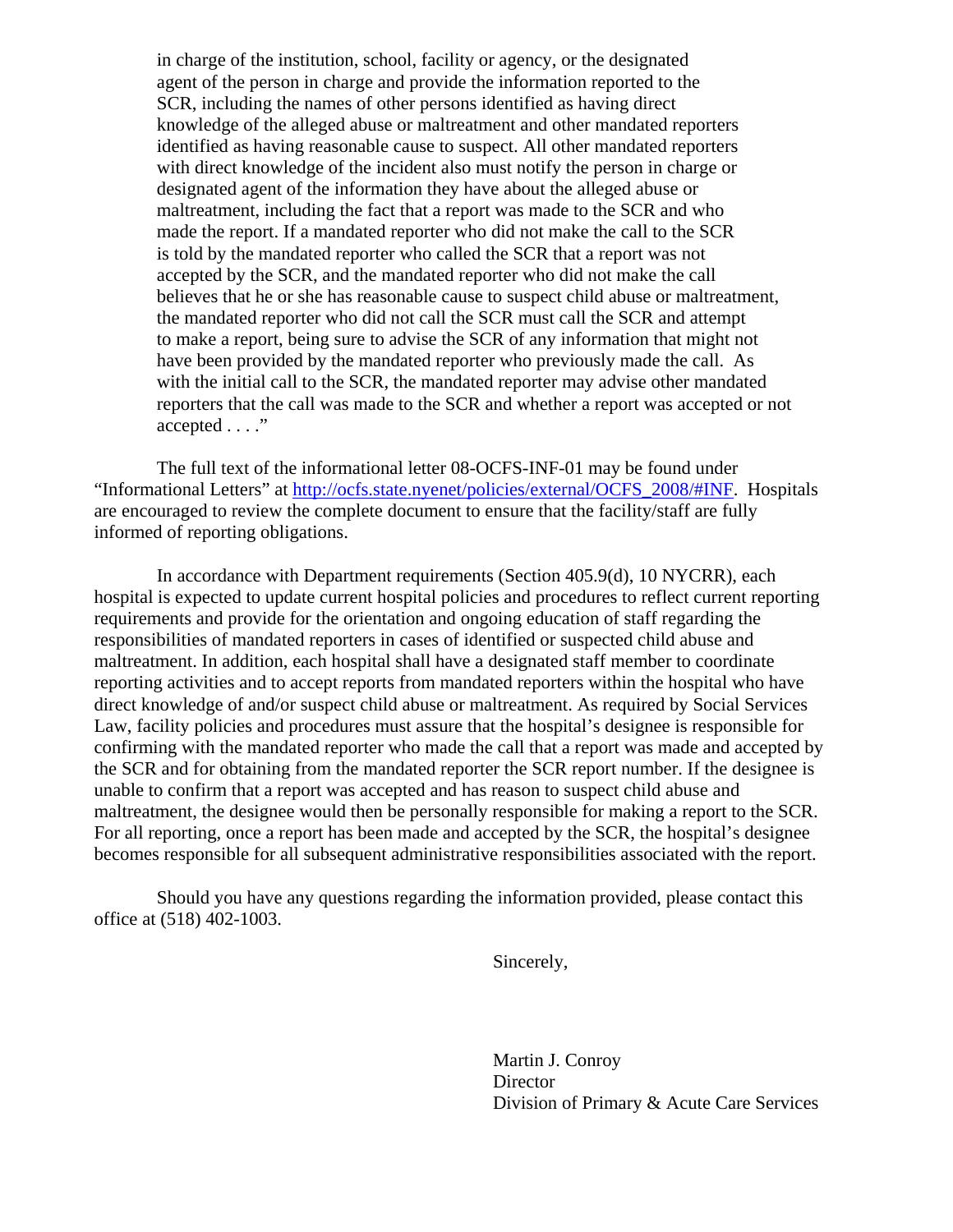> in charge of the institution, school, facility or agency, or the designated agent of the person in charge and provide the information reported to the SCR, including the names of other persons identified as having direct knowledge of the alleged abuse or maltreatment and other mandated reporters identified as having reasonable cause to suspect. All other mandated reporters with direct knowledge of the incident also must notify the person in charge or designated agent of the information they have about the alleged abuse or maltreatment, including the fact that a report was made to the SCR and who made the report. If a mandated reporter who did not make the call to the SCR is told by the mandated reporter who called the SCR that a report was not accepted by the SCR, and the mandated reporter who did not make the call believes that he or she has reasonable cause to suspect child abuse or maltreatment, the mandated reporter who did not call the SCR must call the SCR and attempt to make a report, being sure to advise the SCR of any information that might not have been provided by the mandated reporter who previously made the call. As with the initial call to the SCR, the mandated reporter may advise other mandated reporters that the call was made to the SCR and whether a report was accepted or not accepted . . . ."

The full text of the informational letter 08-OCFS-INF-01 may be found under "Informational Letters" at [http://ocfs.state.nyenet/policies/external/OCFS_2008/#INF](http://ocfs.state.nyenet/policies/external/OCFS_2008/#INF). Hospitals are encouraged to review the complete document to ensure that the facility/staff are fully informed of reporting obligations.

In accordance with Department requirements (Section 405.9(d), 10 NYCRR), each hospital is expected to update current hospital policies and procedures to reflect current reporting requirements and provide for the orientation and ongoing education of staff regarding the responsibilities of mandated reporters in cases of identified or suspected child abuse and maltreatment. In addition, each hospital shall have a designated staff member to coordinate reporting activities and to accept reports from mandated reporters within the hospital who have direct knowledge of and/or suspect child abuse or maltreatment. As required by Social Services Law, facility policies and procedures must assure that the hospital's designee is responsible for confirming with the mandated reporter who made the call that a report was made and accepted by the SCR and for obtaining from the mandated reporter the SCR report number. If the designee is unable to confirm that a report was accepted and has reason to suspect child abuse and maltreatment, the designee would then be personally responsible for making a report to the SCR. For all reporting, once a report has been made and accepted by the SCR, the hospital's designee becomes responsible for all subsequent administrative responsibilities associated with the report.

Should you have any questions regarding the information provided, please contact this office at (518) 402-1003.

Sincerely,

Martin J. Conroy
Director
Division of Primary & Acute Care Services